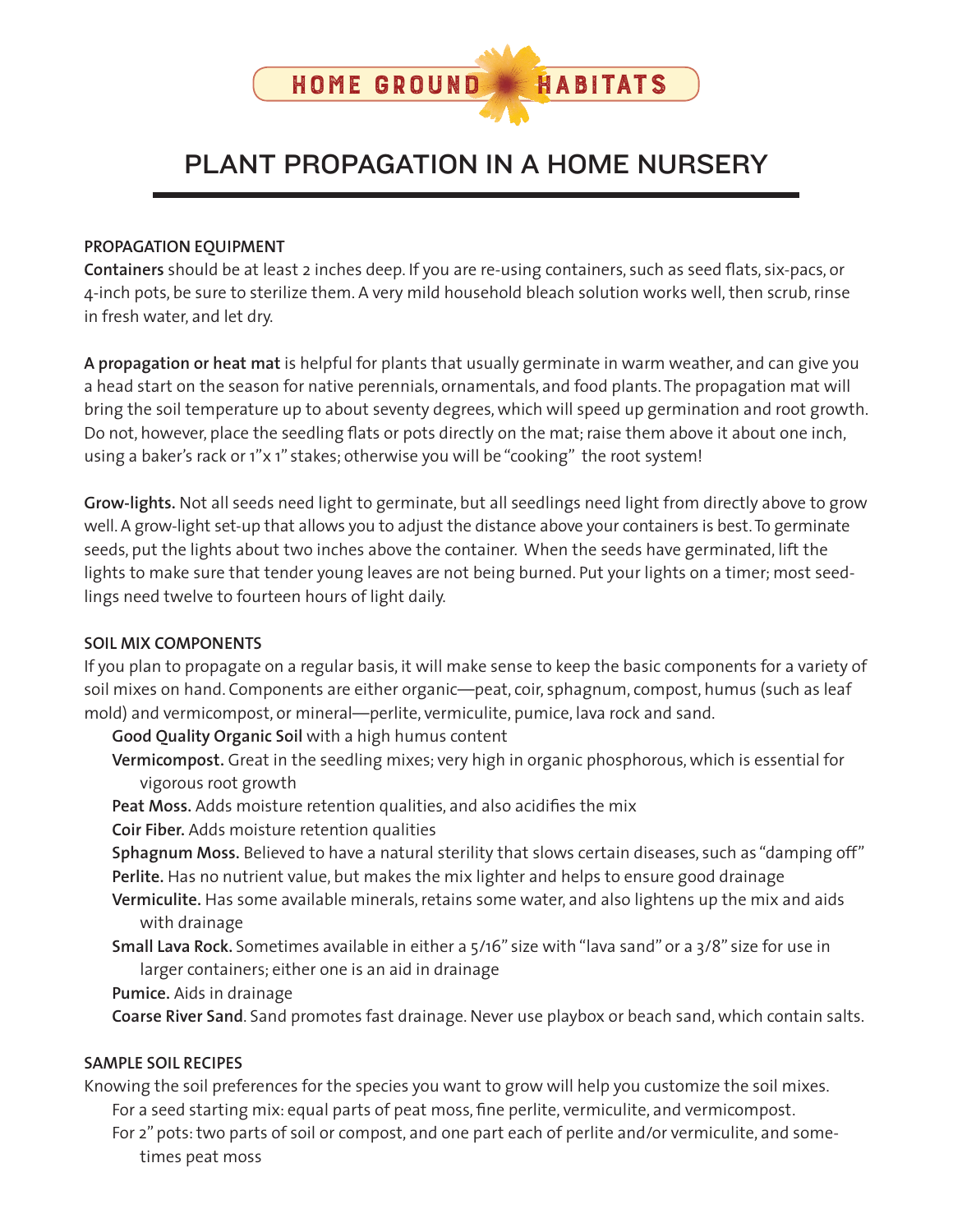HOME GROUND HABITATS

# PLANT PROPAGATION IN A HOME NURSERY

## PROPAGATION EQUIPMENT

**Containers** should be at least 2 inches deep. If you are re-using containers, such as seed flats, six-pacs, or 4-inch pots, be sure to sterilize them. A very mild household bleach solution works well, then scrub, rinse in fresh water, and let dry.

**A propagation or heat mat** is helpful for plants that usually germinate in warm weather, and can give you a head start on the season for native perennials, ornamentals, and food plants. The propagation mat will bring the soil temperature up to about seventy degrees, which will speed up germination and root growth. Do not, however, place the seedling flats or pots directly on the mat; raise them above it about one inch, using a baker's rack or 1"x 1" stakes; otherwise you will be "cooking" the root system!

**Grow-lights.** Not all seeds need light to germinate, but all seedlings need light from directly above to grow well. A grow-light set-up that allows you to adjust the distance above your containers is best. To germinate seeds, put the lights about two inches above the container. When the seeds have germinated, lift the lights to make sure that tender young leaves are not being burned. Put your lights on a timer; most seedlings need twelve to fourteen hours of light daily.

## SOIL MIX COMPONENTS

If you plan to propagate on a regular basis, it will make sense to keep the basic components for a variety of soil mixes on hand. Components are either organic—peat, coir, sphagnum, compost, humus (such as leaf mold) and vermicompost, or mineral—perlite, vermiculite, pumice, lava rock and sand.

- **Good Quality Organic Soil** with a high humus content
- **Vermicompost.** Great in the seedling mixes; very high in organic phosphorous, which is essential for vigorous root growth
- **Peat Moss.** Adds moisture retention qualities, and also acidifies the mix
- **Coir Fiber.** Adds moisture retention qualities
- **Sphagnum Moss.** Believed to have a natural sterility that slows certain diseases, such as "damping off"
- **Perlite.** Has no nutrient value, but makes the mix lighter and helps to ensure good drainage
- **Vermiculite.** Has some available minerals, retains some water, and also lightens up the mix and aids with drainage
- **Small Lava Rock.** Sometimes available in either a 5/16" size with "lava sand" or a 3/8" size for use in larger containers; either one is an aid in drainage
- **Pumice.** Aids in drainage
- **Coarse River Sand**. Sand promotes fast drainage. Never use playbox or beach sand, which contain salts.

## SAMPLE SOIL RECIPES

Knowing the soil preferences for the species you want to grow will help you customize the soil mixes.

- For a seed starting mix: equal parts of peat moss, fine perlite, vermiculite, and vermicompost.
- For 2" pots: two parts of soil or compost, and one part each of perlite and/or vermiculite, and sometimes peat moss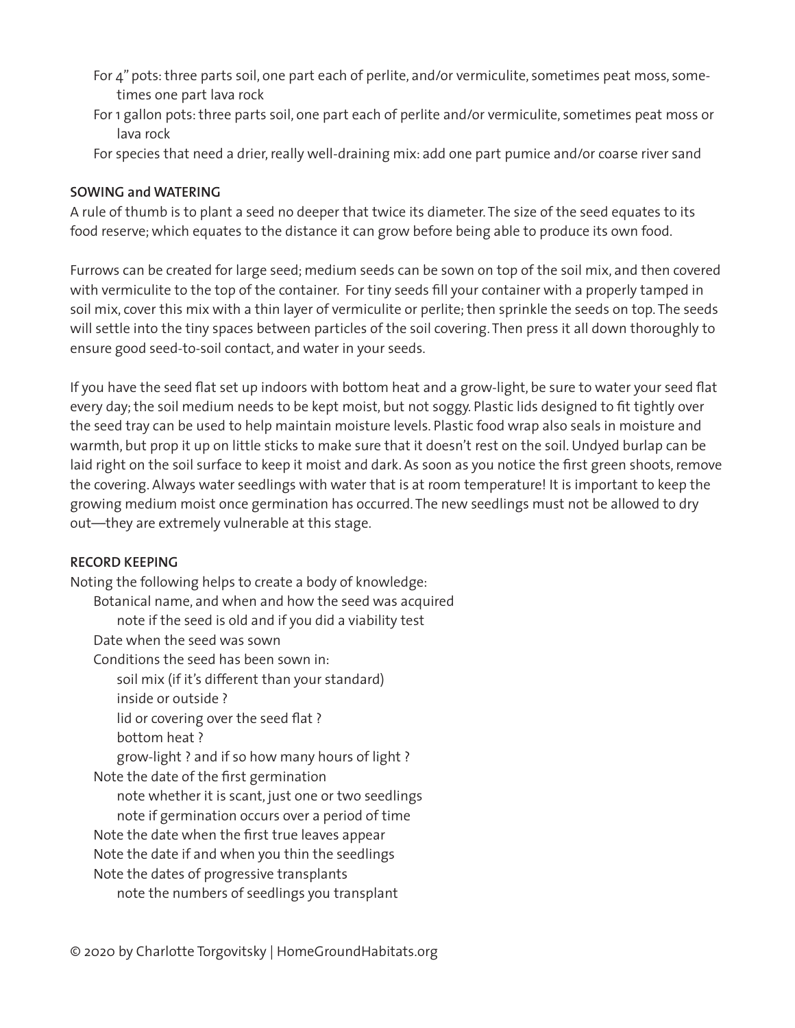For 4" pots: three parts soil, one part each of perlite, and/or vermiculite, sometimes peat moss, sometimes one part lava rock

For 1 gallon pots: three parts soil, one part each of perlite and/or vermiculite, sometimes peat moss or lava rock

For species that need a drier, really well-draining mix: add one part pumice and/or coarse river sand

**SOWING and WATERING**

A rule of thumb is to plant a seed no deeper that twice its diameter. The size of the seed equates to its food reserve; which equates to the distance it can grow before being able to produce its own food.

Furrows can be created for large seed; medium seeds can be sown on top of the soil mix, and then covered with vermiculite to the top of the container. For tiny seeds fill your container with a properly tamped in soil mix, cover this mix with a thin layer of vermiculite or perlite; then sprinkle the seeds on top. The seeds will settle into the tiny spaces between particles of the soil covering. Then press it all down thoroughly to ensure good seed-to-soil contact, and water in your seeds.

If you have the seed flat set up indoors with bottom heat and a grow-light, be sure to water your seed flat every day; the soil medium needs to be kept moist, but not soggy. Plastic lids designed to fit tightly over the seed tray can be used to help maintain moisture levels. Plastic food wrap also seals in moisture and warmth, but prop it up on little sticks to make sure that it doesn't rest on the soil. Undyed burlap can be laid right on the soil surface to keep it moist and dark. As soon as you notice the first green shoots, remove the covering. Always water seedlings with water that is at room temperature! It is important to keep the growing medium moist once germination has occurred. The new seedlings must not be allowed to dry out—they are extremely vulnerable at this stage.

**RECORD KEEPING**

Noting the following helps to create a body of knowledge:

- Botanical name, and when and how the seed was acquired
  - note if the seed is old and if you did a viability test
- Date when the seed was sown
- Conditions the seed has been sown in:
  - soil mix (if it's different than your standard)
  - inside or outside ?
  - lid or covering over the seed flat ?
  - bottom heat ?
  - grow-light ? and if so how many hours of light ?
- Note the date of the first germination
  - note whether it is scant, just one or two seedlings
  - note if germination occurs over a period of time
- Note the date when the first true leaves appear
- Note the date if and when you thin the seedlings
- Note the dates of progressive transplants
  - note the numbers of seedlings you transplant

© 2020 by Charlotte Torgovitsky | HomeGroundHabitats.org